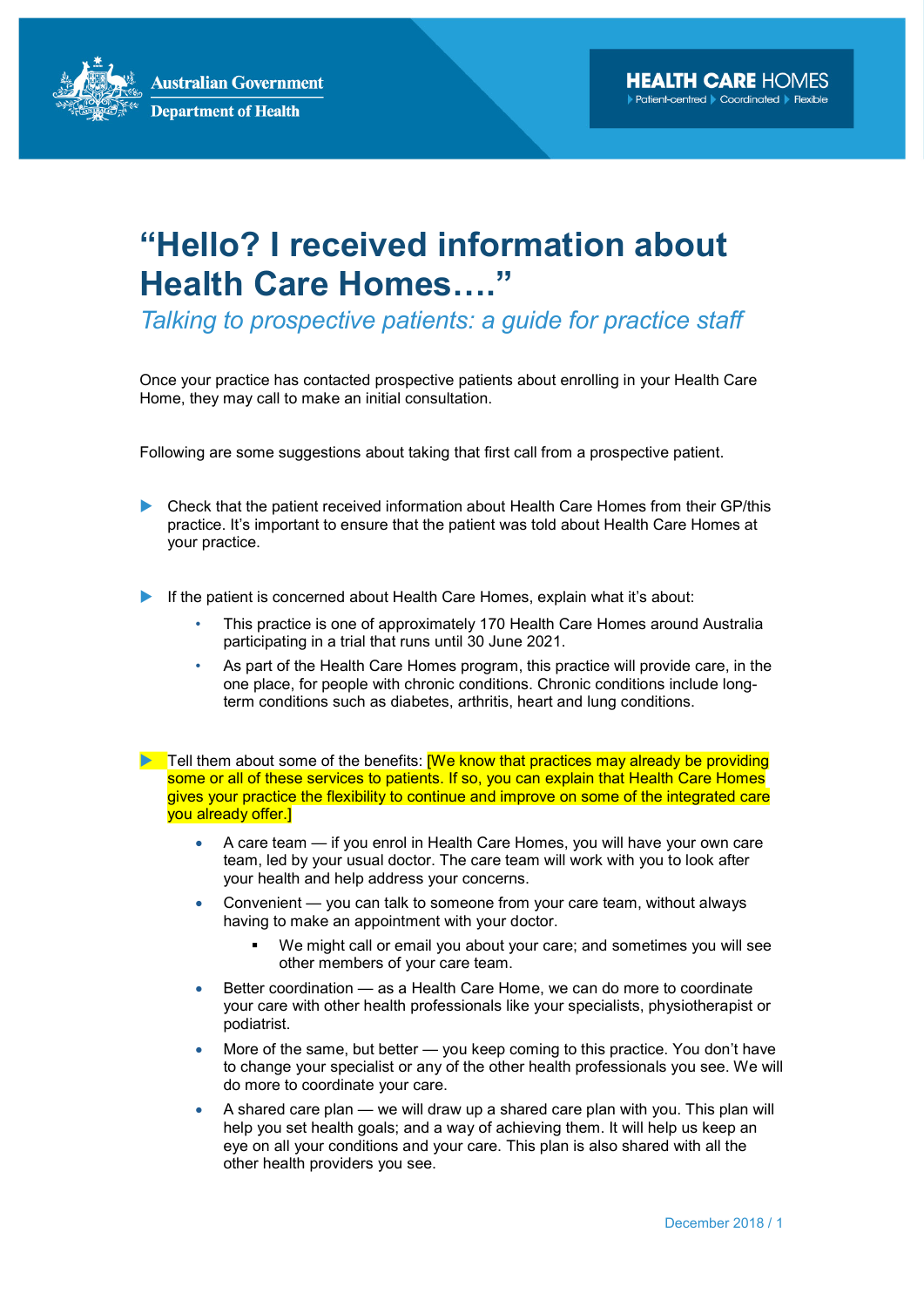Australian Government
Department of Health

HEALTH CARE HOMES
Patient-centred | Coordinated | Flexible

# "Hello? I received information about Health Care Homes…."

## *Talking to prospective patients: a guide for practice staff*

Once your practice has contacted prospective patients about enrolling in your Health Care Home, they may call to make an initial consultation.

Following are some suggestions about taking that first call from a prospective patient.

- Check that the patient received information about Health Care Homes from their GP/this practice. It's important to ensure that the patient was told about Health Care Homes at your practice.

- If the patient is concerned about Health Care Homes, explain what it's about:
  - This practice is one of approximately 170 Health Care Homes around Australia participating in a trial that runs until 30 June 2021.
  - As part of the Health Care Homes program, this practice will provide care, in the one place, for people with chronic conditions. Chronic conditions include long-term conditions such as diabetes, arthritis, heart and lung conditions.

- Tell them about some of the benefits: [We know that practices may already be providing some or all of these services to patients. If so, you can explain that Health Care Homes gives your practice the flexibility to continue and improve on some of the integrated care you already offer.]
  - A care team — if you enrol in Health Care Homes, you will have your own care team, led by your usual doctor. The care team will work with you to look after your health and help address your concerns.
  - Convenient — you can talk to someone from your care team, without always having to make an appointment with your doctor.
    - We might call or email you about your care; and sometimes you will see other members of your care team.
  - Better coordination — as a Health Care Home, we can do more to coordinate your care with other health professionals like your specialists, physiotherapist or podiatrist.
  - More of the same, but better — you keep coming to this practice. You don't have to change your specialist or any of the other health professionals you see. We will do more to coordinate your care.
  - A shared care plan — we will draw up a shared care plan with you. This plan will help you set health goals; and a way of achieving them. It will help us keep an eye on all your conditions and your care. This plan is also shared with all the other health providers you see.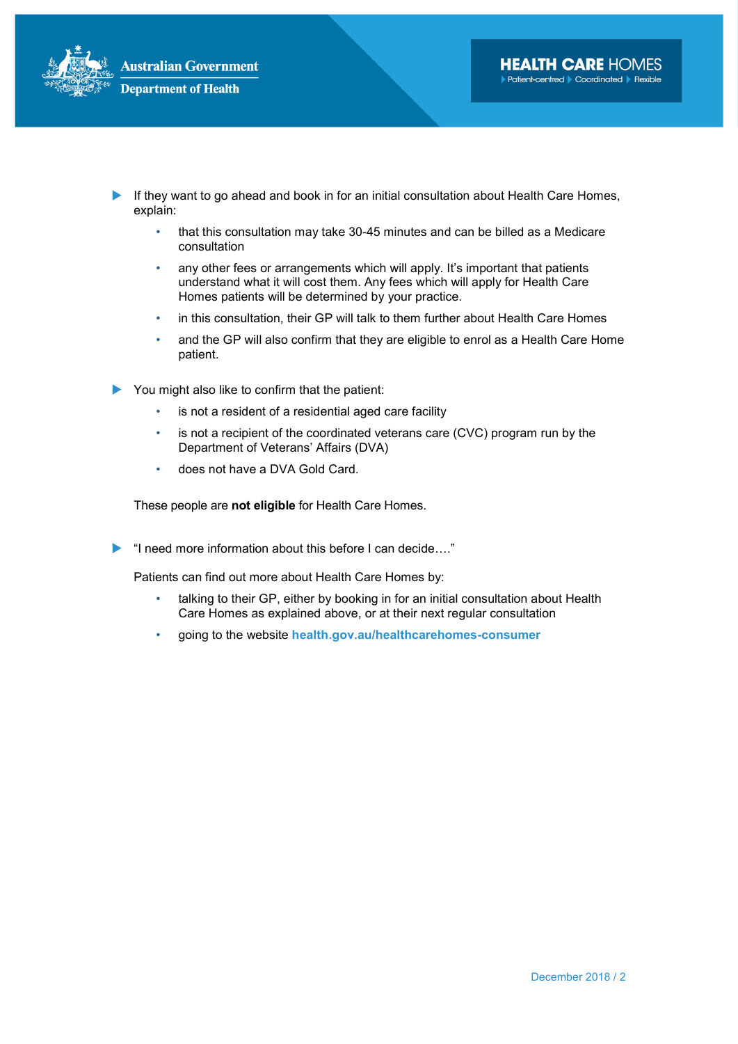- If they want to go ahead and book in for an initial consultation about Health Care Homes, explain:
  - that this consultation may take 30-45 minutes and can be billed as a Medicare consultation
  - any other fees or arrangements which will apply. It's important that patients understand what it will cost them. Any fees which will apply for Health Care Homes patients will be determined by your practice.
  - in this consultation, their GP will talk to them further about Health Care Homes
  - and the GP will also confirm that they are eligible to enrol as a Health Care Home patient.

- You might also like to confirm that the patient:
  - is not a resident of a residential aged care facility
  - is not a recipient of the coordinated veterans care (CVC) program run by the Department of Veterans' Affairs (DVA)
  - does not have a DVA Gold Card.

  These people are **not eligible** for Health Care Homes.

- "I need more information about this before I can decide…."

  Patients can find out more about Health Care Homes by:
  - talking to their GP, either by booking in for an initial consultation about Health Care Homes as explained above, or at their next regular consultation
  - going to the website **health.gov.au/healthcarehomes-consumer**

December 2018